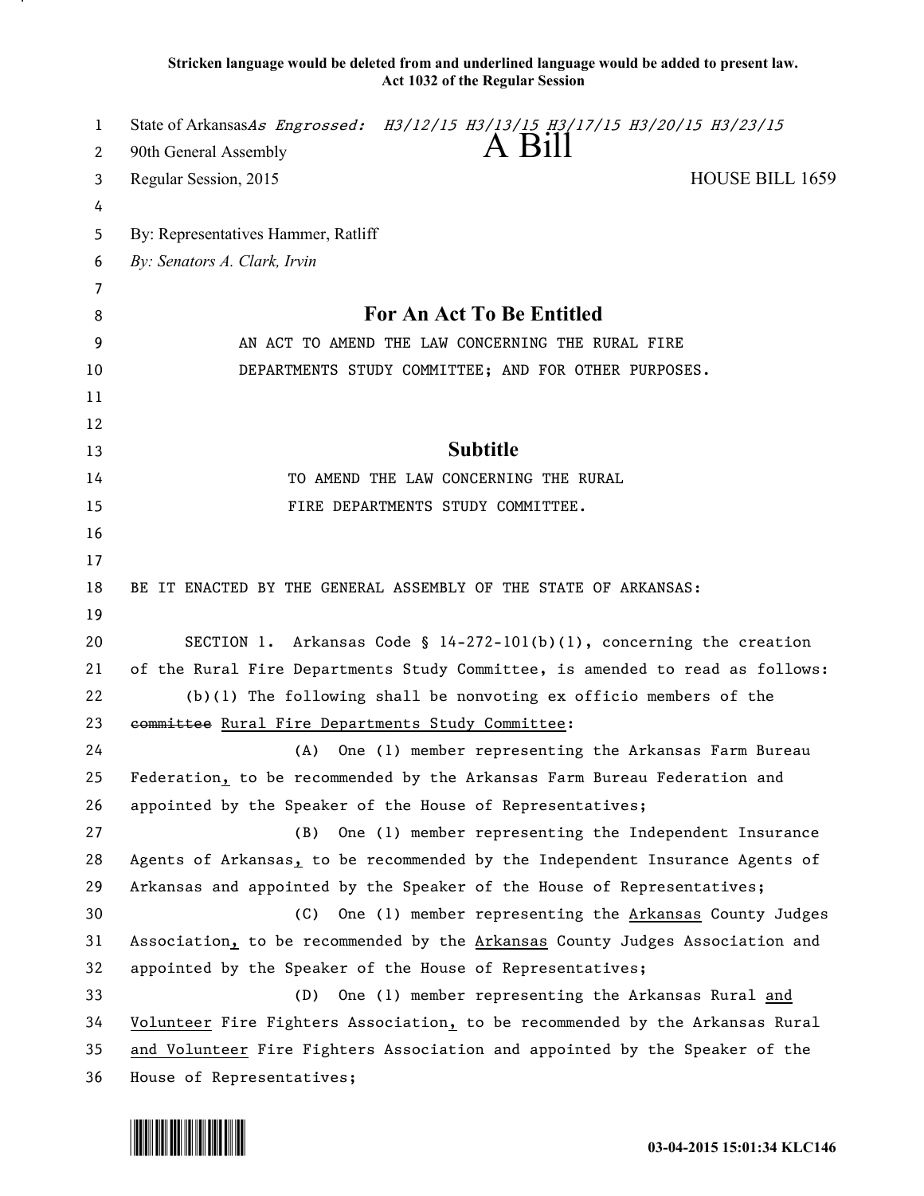**Stricken language would be deleted from and underlined language would be added to present law.**
**Act 1032 of the Regular Session**

State of Arkansas *As Engrossed: H3/12/15 H3/13/15 H3/17/15 H3/20/15 H3/23/15*

90th General Assembly

# A Bill

Regular Session, 2015 HOUSE BILL 1659

By: Representatives Hammer, Ratliff

*By: Senators A. Clark, Irvin*

## For An Act To Be Entitled

AN ACT TO AMEND THE LAW CONCERNING THE RURAL FIRE DEPARTMENTS STUDY COMMITTEE; AND FOR OTHER PURPOSES.

## Subtitle

TO AMEND THE LAW CONCERNING THE RURAL FIRE DEPARTMENTS STUDY COMMITTEE.

BE IT ENACTED BY THE GENERAL ASSEMBLY OF THE STATE OF ARKANSAS:

SECTION 1. Arkansas Code § 14-272-101(b)(1), concerning the creation of the Rural Fire Departments Study Committee, is amended to read as follows:

(b)(1) The following shall be nonvoting ex officio members of the ~~committee~~ <u>Rural Fire Departments Study Committee</u>:

(A) One (1) member representing the Arkansas Farm Bureau Federation<u>,</u> to be recommended by the Arkansas Farm Bureau Federation and appointed by the Speaker of the House of Representatives;

(B) One (1) member representing the Independent Insurance Agents of Arkansas<u>,</u> to be recommended by the Independent Insurance Agents of Arkansas and appointed by the Speaker of the House of Representatives;

(C) One (1) member representing the <u>Arkansas</u> County Judges Association<u>,</u> to be recommended by the <u>Arkansas</u> County Judges Association and appointed by the Speaker of the House of Representatives;

(D) One (1) member representing the Arkansas Rural <u>and Volunteer</u> Fire Fighters Association<u>,</u> to be recommended by the Arkansas Rural <u>and Volunteer</u> Fire Fighters Association and appointed by the Speaker of the House of Representatives;

03-04-2015 15:01:34 KLC146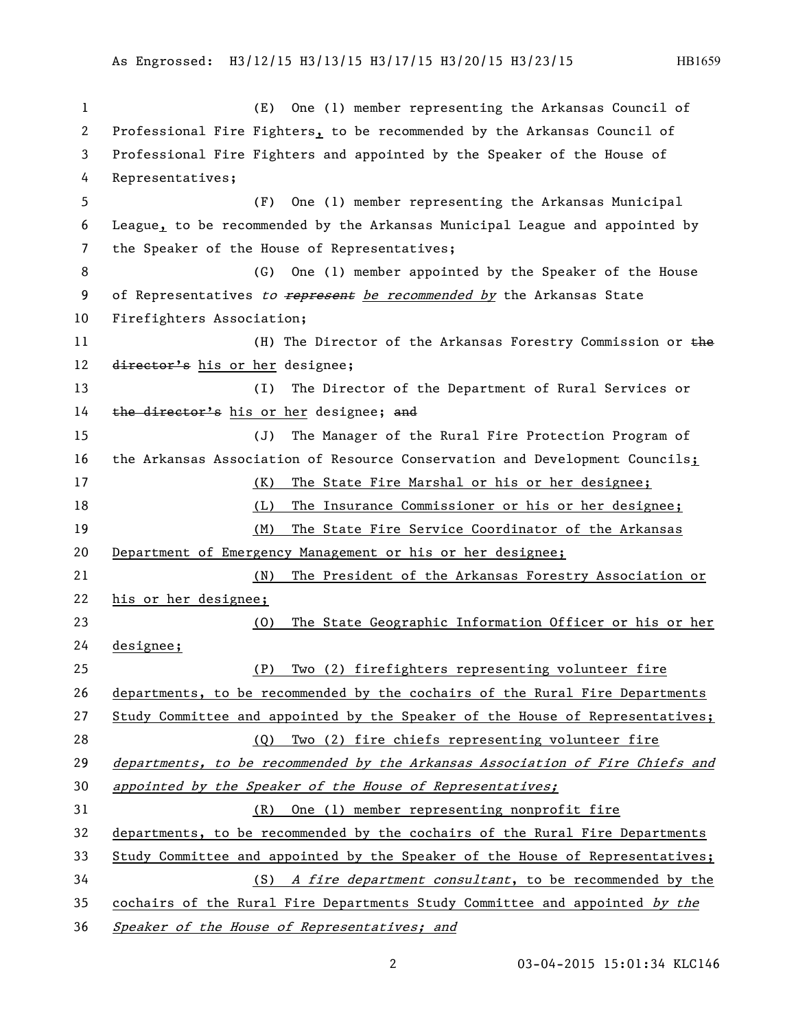(E) One (1) member representing the Arkansas Council of Professional Fire Fighters, to be recommended by the Arkansas Council of Professional Fire Fighters and appointed by the Speaker of the House of Representatives;

(F) One (1) member representing the Arkansas Municipal League, to be recommended by the Arkansas Municipal League and appointed by the Speaker of the House of Representatives;

(G) One (1) member appointed by the Speaker of the House of Representatives *to* ~~*represent*~~ *be recommended by* the Arkansas State Firefighters Association;

(H) The Director of the Arkansas Forestry Commission or ~~the director's~~ his or her designee;

(I) The Director of the Department of Rural Services or ~~the director's~~ his or her designee; ~~and~~

(J) The Manager of the Rural Fire Protection Program of the Arkansas Association of Resource Conservation and Development Councils;

(K) The State Fire Marshal or his or her designee;

(L) The Insurance Commissioner or his or her designee;

(M) The State Fire Service Coordinator of the Arkansas Department of Emergency Management or his or her designee;

(N) The President of the Arkansas Forestry Association or his or her designee;

(O) The State Geographic Information Officer or his or her designee;

(P) Two (2) firefighters representing volunteer fire departments, to be recommended by the cochairs of the Rural Fire Departments Study Committee and appointed by the Speaker of the House of Representatives;

(Q) Two (2) fire chiefs representing volunteer fire *departments, to be recommended by the Arkansas Association of Fire Chiefs and appointed by the Speaker of the House of Representatives;*

(R) One (1) member representing nonprofit fire departments, to be recommended by the cochairs of the Rural Fire Departments Study Committee and appointed by the Speaker of the House of Representatives;

(S) *A fire department consultant*, to be recommended by the cochairs of the Rural Fire Departments Study Committee and appointed *by the Speaker of the House of Representatives; and*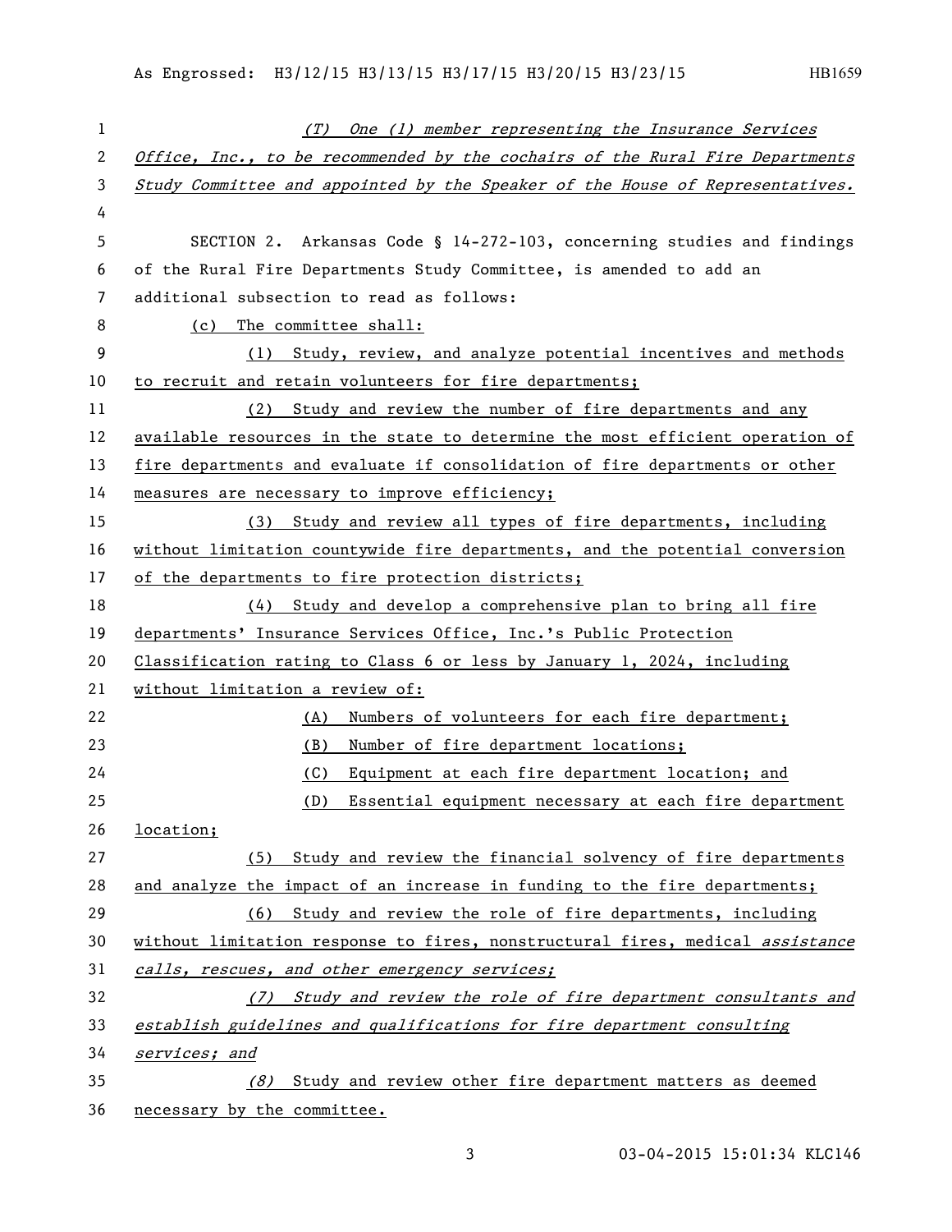*(T) One (1) member representing the Insurance Services Office, Inc., to be recommended by the cochairs of the Rural Fire Departments Study Committee and appointed by the Speaker of the House of Representatives.*

SECTION 2. Arkansas Code § 14-272-103, concerning studies and findings of the Rural Fire Departments Study Committee, is amended to add an additional subsection to read as follows:

(c) The committee shall:

(1) Study, review, and analyze potential incentives and methods to recruit and retain volunteers for fire departments;

(2) Study and review the number of fire departments and any available resources in the state to determine the most efficient operation of fire departments and evaluate if consolidation of fire departments or other measures are necessary to improve efficiency;

(3) Study and review all types of fire departments, including without limitation countywide fire departments, and the potential conversion of the departments to fire protection districts;

(4) Study and develop a comprehensive plan to bring all fire departments' Insurance Services Office, Inc.'s Public Protection Classification rating to Class 6 or less by January 1, 2024, including without limitation a review of:

(A) Numbers of volunteers for each fire department;

(B) Number of fire department locations;

(C) Equipment at each fire department location; and

(D) Essential equipment necessary at each fire department location;

(5) Study and review the financial solvency of fire departments and analyze the impact of an increase in funding to the fire departments;

(6) Study and review the role of fire departments, including without limitation response to fires, nonstructural fires, medical *assistance calls, rescues, and other emergency services;*

*(7) Study and review the role of fire department consultants and establish guidelines and qualifications for fire department consulting services; and*

*(8)* Study and review other fire department matters as deemed necessary by the committee.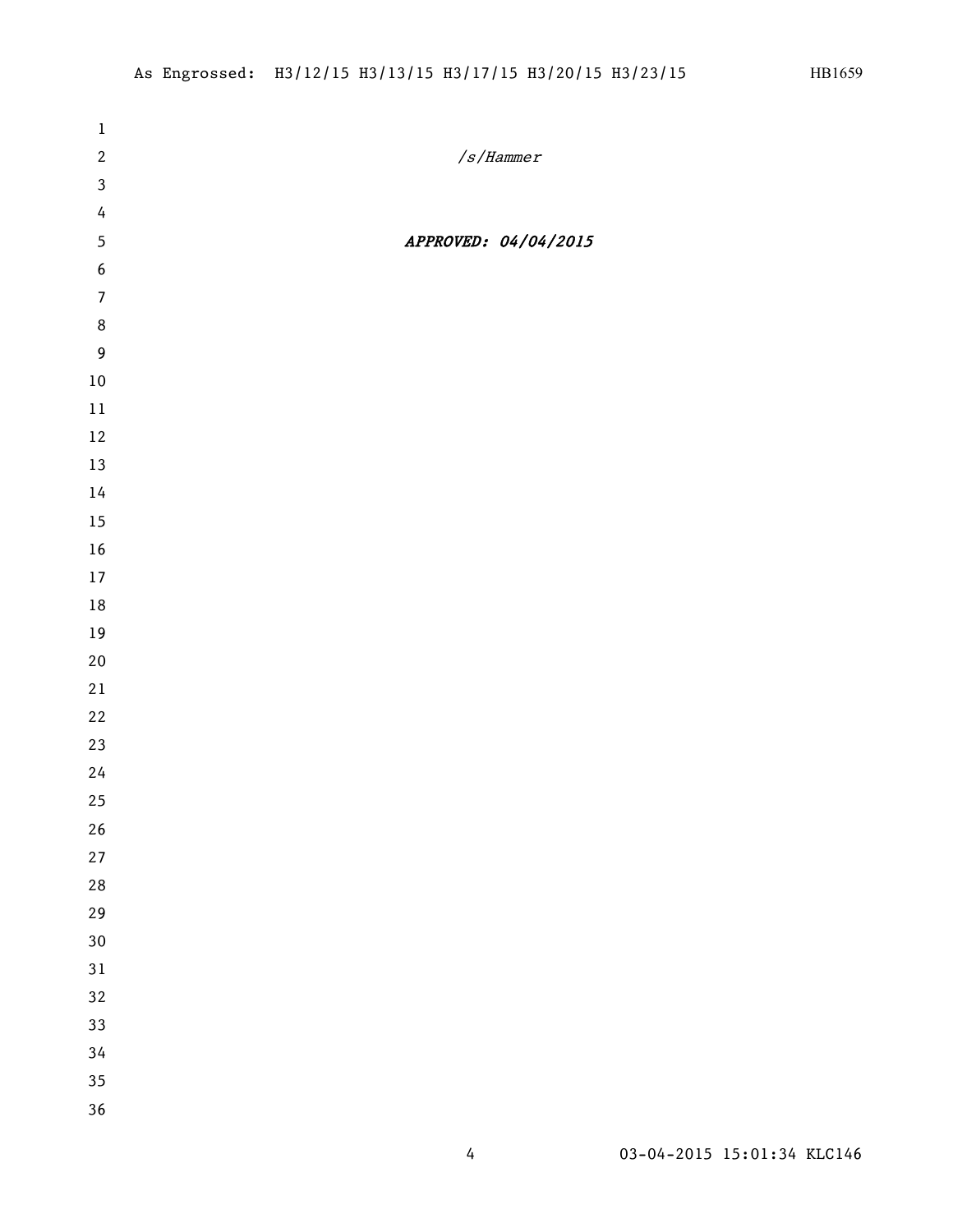*/s/Hammer*

***APPROVED: 04/04/2015***